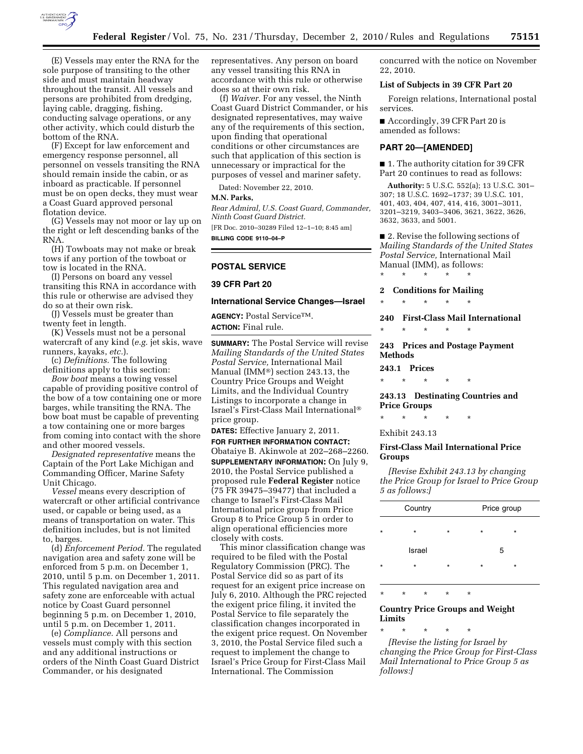(E) Vessels may enter the RNA for the sole purpose of transiting to the other side and must maintain headway throughout the transit. All vessels and persons are prohibited from dredging, laying cable, dragging, fishing, conducting salvage operations, or any other activity, which could disturb the bottom of the RNA.

(F) Except for law enforcement and emergency response personnel, all personnel on vessels transiting the RNA should remain inside the cabin, or as inboard as practicable. If personnel must be on open decks, they must wear a Coast Guard approved personal flotation device.

(G) Vessels may not moor or lay up on the right or left descending banks of the RNA.

(H) Towboats may not make or break tows if any portion of the towboat or tow is located in the RNA.

(I) Persons on board any vessel transiting this RNA in accordance with this rule or otherwise are advised they do so at their own risk.

(J) Vessels must be greater than twenty feet in length.

(K) Vessels must not be a personal watercraft of any kind (*e.g.* jet skis, wave runners, kayaks, *etc.*).

(c) *Definitions.* The following definitions apply to this section:

*Bow boat* means a towing vessel capable of providing positive control of the bow of a tow containing one or more barges, while transiting the RNA. The bow boat must be capable of preventing a tow containing one or more barges from coming into contact with the shore and other moored vessels.

*Designated representative* means the Captain of the Port Lake Michigan and Commanding Officer, Marine Safety Unit Chicago.

*Vessel* means every description of watercraft or other artificial contrivance used, or capable or being used, as a means of transportation on water. This definition includes, but is not limited to, barges.

(d) *Enforcement Period.* The regulated navigation area and safety zone will be enforced from 5 p.m. on December 1, 2010, until 5 p.m. on December 1, 2011. This regulated navigation area and safety zone are enforceable with actual notice by Coast Guard personnel beginning 5 p.m. on December 1, 2010, until 5 p.m. on December 1, 2011.

(e) *Compliance.* All persons and vessels must comply with this section and any additional instructions or orders of the Ninth Coast Guard District Commander, or his designated representatives. Any person on board any vessel transiting this RNA in accordance with this rule or otherwise does so at their own risk.

(f) *Waiver.* For any vessel, the Ninth Coast Guard District Commander, or his designated representatives, may waive any of the requirements of this section, upon finding that operational conditions or other circumstances are such that application of this section is unnecessary or impractical for the purposes of vessel and mariner safety.

Dated: November 22, 2010.

**M.N. Parks,**

*Rear Admiral, U.S. Coast Guard, Commander, Ninth Coast Guard District.*

[FR Doc. 2010–30289 Filed 12–1–10; 8:45 am]

**BILLING CODE 9110–04–P**

---

## POSTAL SERVICE

### 39 CFR Part 20

### International Service Changes—Israel

**AGENCY:** Postal Service™.

**ACTION:** Final rule.

**SUMMARY:** The Postal Service will revise *Mailing Standards of the United States Postal Service,* International Mail Manual (IMM®) section 243.13, the Country Price Groups and Weight Limits, and the Individual Country Listings to incorporate a change in Israel's First-Class Mail International® price group.

**DATES:** Effective January 2, 2011.

**FOR FURTHER INFORMATION CONTACT:** Obataiye B. Akinwole at 202–268–2260.

**SUPPLEMENTARY INFORMATION:** On July 9, 2010, the Postal Service published a proposed rule **Federal Register** notice (75 FR 39475–39477) that included a change to Israel's First-Class Mail International price group from Price Group 8 to Price Group 5 in order to align operational efficiencies more closely with costs.

This minor classification change was required to be filed with the Postal Regulatory Commission (PRC). The Postal Service did so as part of its request for an exigent price increase on July 6, 2010. Although the PRC rejected the exigent price filing, it invited the Postal Service to file separately the classification changes incorporated in the exigent price request. On November 3, 2010, the Postal Service filed such a request to implement the change to Israel's Price Group for First-Class Mail International. The Commission concurred with the notice on November 22, 2010.

**List of Subjects in 39 CFR Part 20**

Foreign relations, International postal services.

■ Accordingly, 39 CFR Part 20 is amended as follows:

**PART 20—[AMENDED]**

■ 1. The authority citation for 39 CFR Part 20 continues to read as follows:

**Authority:** 5 U.S.C. 552(a); 13 U.S.C. 301–307; 18 U.S.C. 1692–1737; 39 U.S.C. 101, 401, 403, 404, 407, 414, 416, 3001–3011, 3201–3219, 3403–3406, 3621, 3622, 3626, 3632, 3633, and 5001.

■ 2. Revise the following sections of *Mailing Standards of the United States Postal Service,* International Mail Manual (IMM), as follows:

\* \* \* \* \*

**2 Conditions for Mailing**

\* \* \* \* \*

**240 First-Class Mail International**

\* \* \* \* \*

**243 Prices and Postage Payment Methods**

**243.1 Prices**

\* \* \* \* \*

**243.13 Destinating Countries and Price Groups**

\* \* \* \* \*

Exhibit 243.13

**First-Class Mail International Price Groups**

*[Revise Exhibit 243.13 by changing the Price Group for Israel to Price Group 5 as follows:]*

| Country | Price group |
|---|---|
| * * * | * * |
| Israel | 5 |
| * * * | * * |

\* \* \* \* \*

**Country Price Groups and Weight Limits**

\* \* \* \* \*

*[Revise the listing for Israel by changing the Price Group for First-Class Mail International to Price Group 5 as follows:]*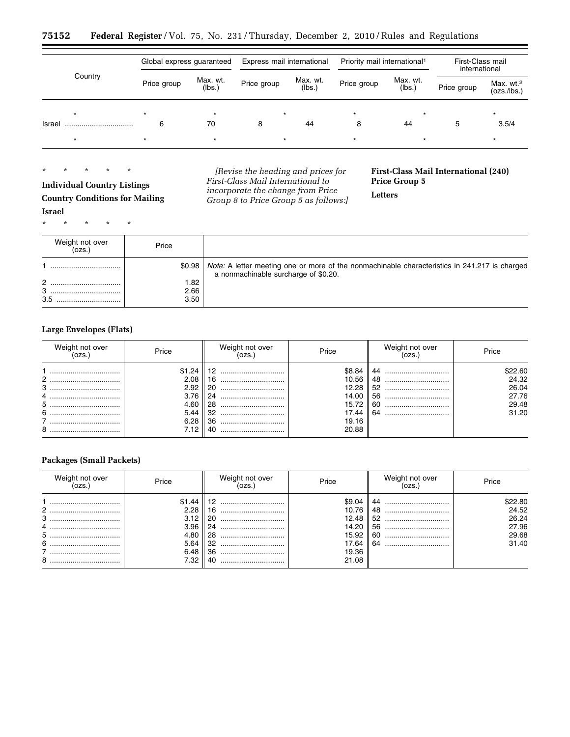| Country | Global express guaranteed | | Express mail international | | Priority mail international[1] | | First-Class mail international | |
|---|---|---|---|---|---|---|---|---|
| | Price group | Max. wt. (lbs.) | Price group | Max. wt. (lbs.) | Price group | Max. wt. (lbs.) | Price group | Max. wt.[2] (ozs./lbs.) |
| * | * | * | * | | * | * | | * |
| Israel | 6 | 70 | 8 | 44 | 8 | 44 | 5 | 3.5/4 |
| * | * | * | * | | * | * | | * |

\* \* \* \* \*

**Individual Country Listings**

**Country Conditions for Mailing**

**Israel**

\* \* \* \* \*

*[Revise the heading and prices for First-Class Mail International to incorporate the change from Price Group 8 to Price Group 5 as follows:]*

**First-Class Mail International (240) Price Group 5**

**Letters**

| Weight not over (ozs.) | Price | |
|---|---|---|
| 1 | $0.98 | *Note:* A letter meeting one or more of the nonmachinable characteristics in 241.217 is charged a nonmachinable surcharge of $0.20. |
| 2 | 1.82 | |
| 3 | 2.66 | |
| 3.5 | 3.50 | |

**Large Envelopes (Flats)**

| Weight not over (ozs.) | Price | Weight not over (ozs.) | Price | Weight not over (ozs.) | Price |
|---|---|---|---|---|---|
| 1 | $1.24 | 12 | $8.84 | 44 | $22.60 |
| 2 | 2.08 | 16 | 10.56 | 48 | 24.32 |
| 3 | 2.92 | 20 | 12.28 | 52 | 26.04 |
| 4 | 3.76 | 24 | 14.00 | 56 | 27.76 |
| 5 | 4.60 | 28 | 15.72 | 60 | 29.48 |
| 6 | 5.44 | 32 | 17.44 | 64 | 31.20 |
| 7 | 6.28 | 36 | 19.16 | | |
| 8 | 7.12 | 40 | 20.88 | | |

**Packages (Small Packets)**

| Weight not over (ozs.) | Price | Weight not over (ozs.) | Price | Weight not over (ozs.) | Price |
|---|---|---|---|---|---|
| 1 | $1.44 | 12 | $9.04 | 44 | $22.80 |
| 2 | 2.28 | 16 | 10.76 | 48 | 24.52 |
| 3 | 3.12 | 20 | 12.48 | 52 | 26.24 |
| 4 | 3.96 | 24 | 14.20 | 56 | 27.96 |
| 5 | 4.80 | 28 | 15.92 | 60 | 29.68 |
| 6 | 5.64 | 32 | 17.64 | 64 | 31.40 |
| 7 | 6.48 | 36 | 19.36 | | |
| 8 | 7.32 | 40 | 21.08 | | |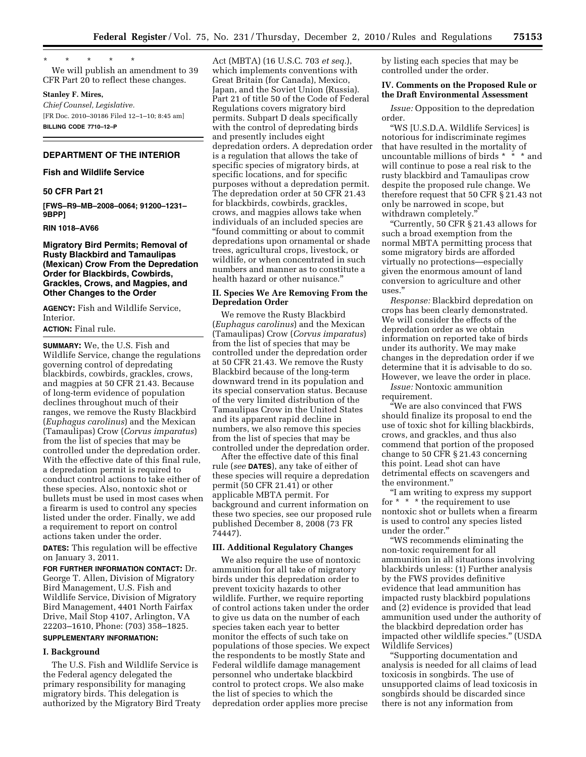\*     \*     \*     \*     \*

We will publish an amendment to 39 CFR Part 20 to reflect these changes.

**Stanley F. Mires,**

*Chief Counsel, Legislative.*

[FR Doc. 2010–30186 Filed 12–1–10; 8:45 am]

**BILLING CODE 7710–12–P**

## DEPARTMENT OF THE INTERIOR

### Fish and Wildlife Service

### 50 CFR Part 21

**[FWS–R9–MB–2008–0064; 91200–1231–9BPP]**

**RIN 1018–AV66**

### Migratory Bird Permits; Removal of Rusty Blackbird and Tamaulipas (Mexican) Crow From the Depredation Order for Blackbirds, Cowbirds, Grackles, Crows, and Magpies, and Other Changes to the Order

**AGENCY:** Fish and Wildlife Service, Interior.

**ACTION:** Final rule.

**SUMMARY:** We, the U.S. Fish and Wildlife Service, change the regulations governing control of depredating blackbirds, cowbirds, grackles, crows, and magpies at 50 CFR 21.43. Because of long-term evidence of population declines throughout much of their ranges, we remove the Rusty Blackbird (*Euphagus carolinus*) and the Mexican (Tamaulipas) Crow (*Corvus imparatus*) from the list of species that may be controlled under the depredation order. With the effective date of this final rule, a depredation permit is required to conduct control actions to take either of these species. Also, nontoxic shot or bullets must be used in most cases when a firearm is used to control any species listed under the order. Finally, we add a requirement to report on control actions taken under the order.

**DATES:** This regulation will be effective on January 3, 2011.

**FOR FURTHER INFORMATION CONTACT:** Dr. George T. Allen, Division of Migratory Bird Management, U.S. Fish and Wildlife Service, Division of Migratory Bird Management, 4401 North Fairfax Drive, Mail Stop 4107, Arlington, VA 22203–1610, Phone: (703) 358–1825.

**SUPPLEMENTARY INFORMATION:**

#### I. Background

The U.S. Fish and Wildlife Service is the Federal agency delegated the primary responsibility for managing migratory birds. This delegation is authorized by the Migratory Bird Treaty Act (MBTA) (16 U.S.C. 703 *et seq.*), which implements conventions with Great Britain (for Canada), Mexico, Japan, and the Soviet Union (Russia). Part 21 of title 50 of the Code of Federal Regulations covers migratory bird permits. Subpart D deals specifically with the control of depredating birds and presently includes eight depredation orders. A depredation order is a regulation that allows the take of specific species of migratory birds, at specific locations, and for specific purposes without a depredation permit. The depredation order at 50 CFR 21.43 for blackbirds, cowbirds, grackles, crows, and magpies allows take when individuals of an included species are "found committing or about to commit depredations upon ornamental or shade trees, agricultural crops, livestock, or wildlife, or when concentrated in such numbers and manner as to constitute a health hazard or other nuisance."

#### II. Species We Are Removing From the Depredation Order

We remove the Rusty Blackbird (*Euphagus carolinus*) and the Mexican (Tamaulipas) Crow (*Corvus imparatus*) from the list of species that may be controlled under the depredation order at 50 CFR 21.43. We remove the Rusty Blackbird because of the long-term downward trend in its population and its special conservation status. Because of the very limited distribution of the Tamaulipas Crow in the United States and its apparent rapid decline in numbers, we also remove this species from the list of species that may be controlled under the depredation order.

After the effective date of this final rule (*see* **DATES**), any take of either of these species will require a depredation permit (50 CFR 21.41) or other applicable MBTA permit. For background and current information on these two species, see our proposed rule published December 8, 2008 (73 FR 74447).

#### III. Additional Regulatory Changes

We also require the use of nontoxic ammunition for all take of migratory birds under this depredation order to prevent toxicity hazards to other wildlife. Further, we require reporting of control actions taken under the order to give us data on the number of each species taken each year to better monitor the effects of such take on populations of those species. We expect the respondents to be mostly State and Federal wildlife damage management personnel who undertake blackbird control to protect crops. We also make the list of species to which the depredation order applies more precise by listing each species that may be controlled under the order.

#### IV. Comments on the Proposed Rule or the Draft Environmental Assessment

*Issue:* Opposition to the depredation order.

"WS [U.S.D.A. Wildlife Services] is notorious for indiscriminate regimes that have resulted in the mortality of uncountable millions of birds \* \* \* and will continue to pose a real risk to the rusty blackbird and Tamaulipas crow despite the proposed rule change. We therefore request that 50 CFR § 21.43 not only be narrowed in scope, but withdrawn completely."

"Currently, 50 CFR § 21.43 allows for such a broad exemption from the normal MBTA permitting process that some migratory birds are afforded virtually no protections—especially given the enormous amount of land conversion to agriculture and other uses."

*Response:* Blackbird depredation on crops has been clearly demonstrated. We will consider the effects of the depredation order as we obtain information on reported take of birds under its authority. We may make changes in the depredation order if we determine that it is advisable to do so. However, we leave the order in place.

*Issue:* Nontoxic ammunition requirement.

"We are also convinced that FWS should finalize its proposal to end the use of toxic shot for killing blackbirds, crows, and grackles, and thus also commend that portion of the proposed change to 50 CFR § 21.43 concerning this point. Lead shot can have detrimental effects on scavengers and the environment."

"I am writing to express my support for \* \* \* the requirement to use nontoxic shot or bullets when a firearm is used to control any species listed under the order."

"WS recommends eliminating the non-toxic requirement for all ammunition in all situations involving blackbirds unless: (1) Further analysis by the FWS provides definitive evidence that lead ammunition has impacted rusty blackbird populations and (2) evidence is provided that lead ammunition used under the authority of the blackbird depredation order has impacted other wildlife species." (USDA Wildlife Services)

"Supporting documentation and analysis is needed for all claims of lead toxicosis in songbirds. The use of unsupported claims of lead toxicosis in songbirds should be discarded since there is not any information from